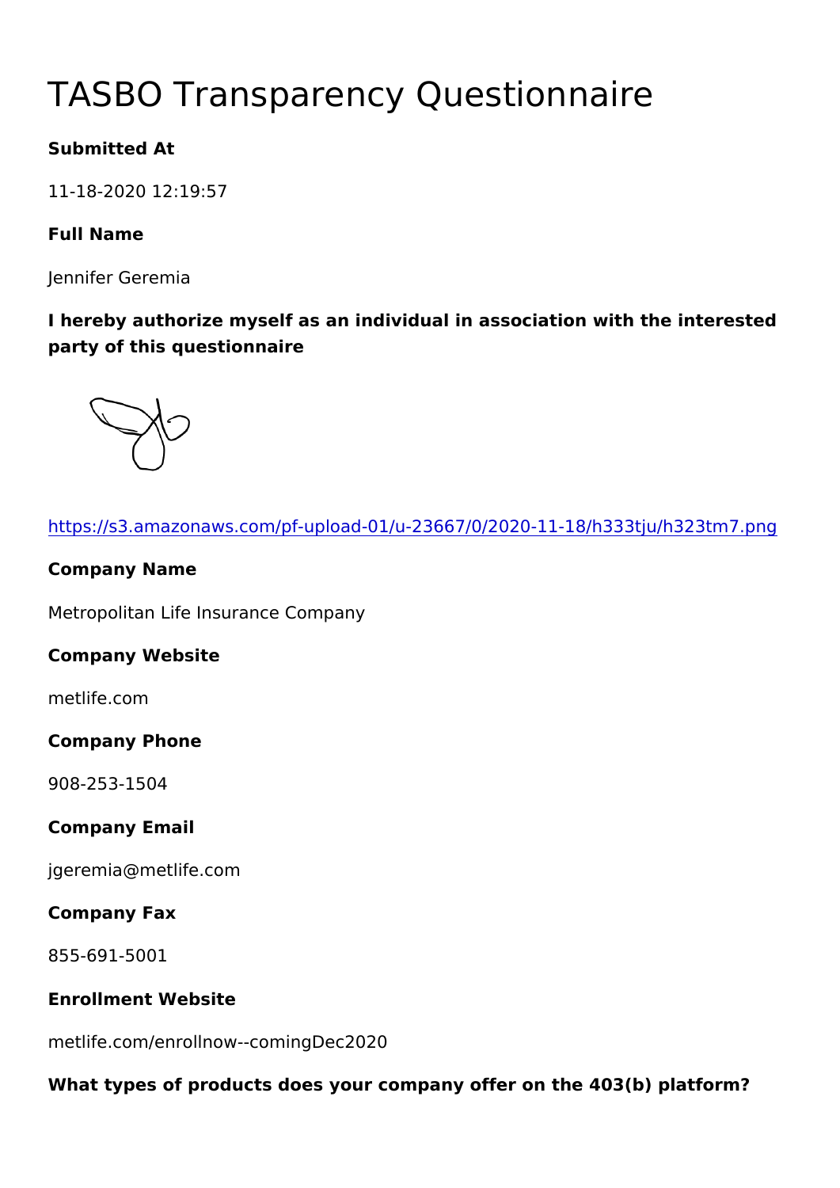# TASBO Transparency Questionnaire

**Submitted At**

11-18-2020 12:19:57

**Full Name**

Jennifer Geremia

**I hereby authorize myself as an individual in association with the interested party of this questionnaire**

https://s3.amazonaws.com/pf-upload-01/u-23667/0/2020-11-18/h333tju/h323tm7.png

**Company Name**

Metropolitan Life Insurance Company

**Company Website**

metlife.com

**Company Phone**

908-253-1504

**Company Email**

jgeremia@metlife.com

**Company Fax**

855-691-5001

**Enrollment Website**

metlife.com/enrollnow--comingDec2020

**What types of products does your company offer on the 403(b) platform?**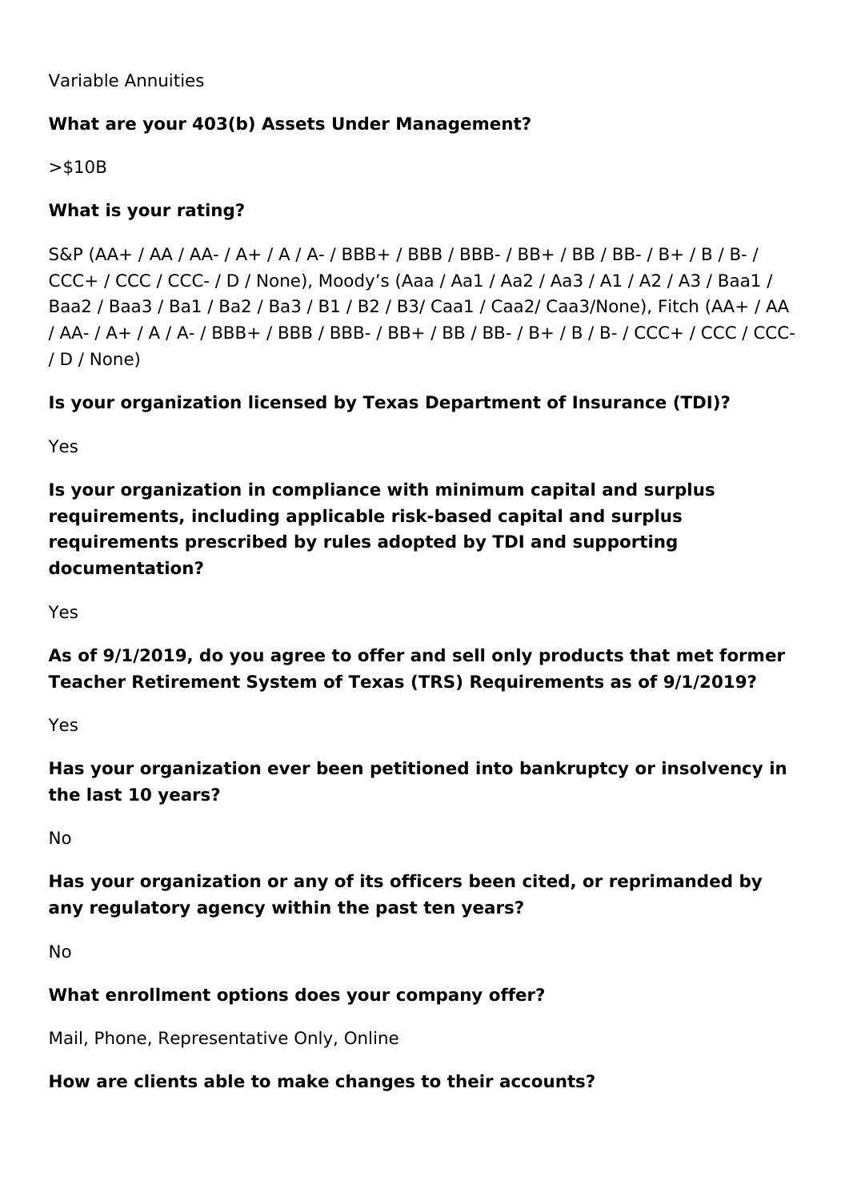Variable Annuities

**What are your 403(b) Assets Under Management?**

>$10B

**What is your rating?**

S&P (AA+ / AA / AA- / A+ / A / A- / BBB+ / BBB / BBB- / BB+ / BB / BB- / B+ / B / B- / CCC+ / CCC / CCC- / D / None), Moody's (Aaa / Aa1 / Aa2 / Aa3 / A1 / A2 / A3 / Baa1 / Baa2 / Baa3 / Ba1 / Ba2 / Ba3 / B1 / B2 / B3/ Caa1 / Caa2/ Caa3/None), Fitch (AA+ / AA / AA- / A+ / A / A- / BBB+ / BBB / BBB- / BB+ / BB / BB- / B+ / B / B- / CCC+ / CCC / CCC- / D / None)

**Is your organization licensed by Texas Department of Insurance (TDI)?**

Yes

**Is your organization in compliance with minimum capital and surplus requirements, including applicable risk-based capital and surplus requirements prescribed by rules adopted by TDI and supporting documentation?**

Yes

**As of 9/1/2019, do you agree to offer and sell only products that met former Teacher Retirement System of Texas (TRS) Requirements as of 9/1/2019?**

Yes

**Has your organization ever been petitioned into bankruptcy or insolvency in the last 10 years?**

No

**Has your organization or any of its officers been cited, or reprimanded by any regulatory agency within the past ten years?**

No

**What enrollment options does your company offer?**

Mail, Phone, Representative Only, Online

**How are clients able to make changes to their accounts?**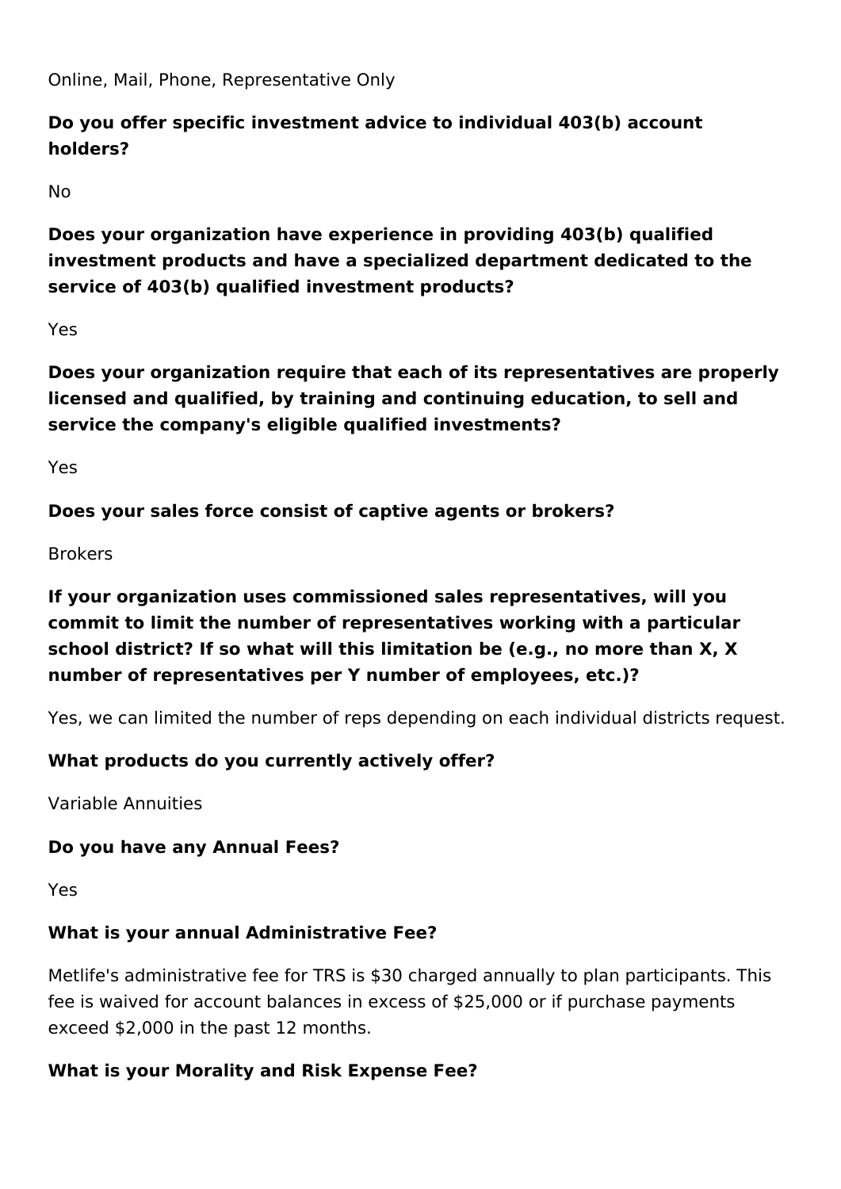Online, Mail, Phone, Representative Only

**Do you offer specific investment advice to individual 403(b) account holders?**

No

**Does your organization have experience in providing 403(b) qualified investment products and have a specialized department dedicated to the service of 403(b) qualified investment products?**

Yes

**Does your organization require that each of its representatives are properly licensed and qualified, by training and continuing education, to sell and service the company's eligible qualified investments?**

Yes

**Does your sales force consist of captive agents or brokers?**

Brokers

**If your organization uses commissioned sales representatives, will you commit to limit the number of representatives working with a particular school district? If so what will this limitation be (e.g., no more than X, X number of representatives per Y number of employees, etc.)?**

Yes, we can limited the number of reps depending on each individual districts request.

**What products do you currently actively offer?**

Variable Annuities

**Do you have any Annual Fees?**

Yes

**What is your annual Administrative Fee?**

Metlife's administrative fee for TRS is $30 charged annually to plan participants. This fee is waived for account balances in excess of $25,000 or if purchase payments exceed $2,000 in the past 12 months.

**What is your Morality and Risk Expense Fee?**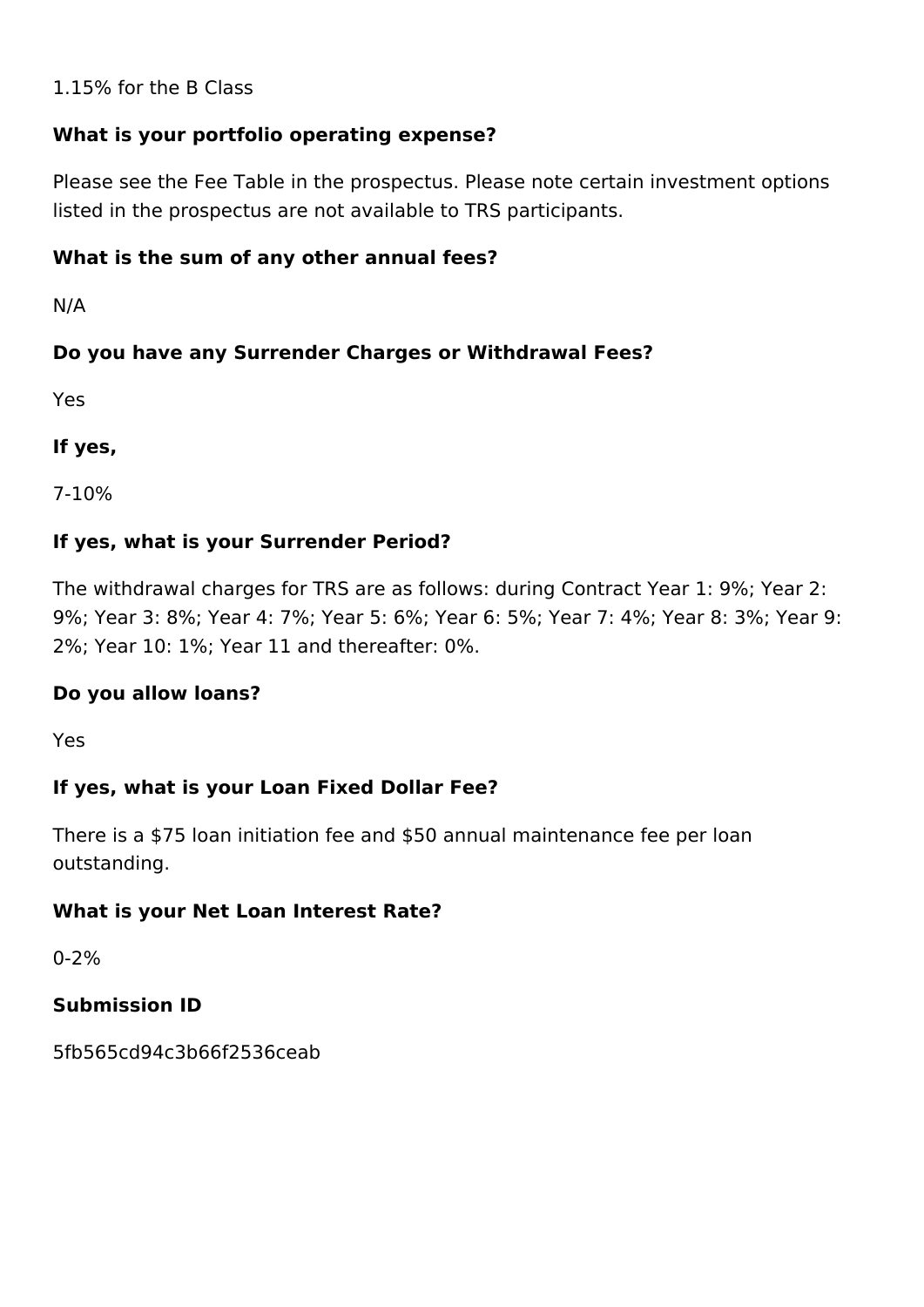1.15% for the B Class

**What is your portfolio operating expense?**

Please see the Fee Table in the prospectus. Please note certain investment options listed in the prospectus are not available to TRS participants.

**What is the sum of any other annual fees?**

N/A

**Do you have any Surrender Charges or Withdrawal Fees?**

Yes

**If yes,**

7-10%

**If yes, what is your Surrender Period?**

The withdrawal charges for TRS are as follows: during Contract Year 1: 9%; Year 2: 9%; Year 3: 8%; Year 4: 7%; Year 5: 6%; Year 6: 5%; Year 7: 4%; Year 8: 3%; Year 9: 2%; Year 10: 1%; Year 11 and thereafter: 0%.

**Do you allow loans?**

Yes

**If yes, what is your Loan Fixed Dollar Fee?**

There is a $75 loan initiation fee and $50 annual maintenance fee per loan outstanding.

**What is your Net Loan Interest Rate?**

0-2%

**Submission ID**

5fb565cd94c3b66f2536ceab